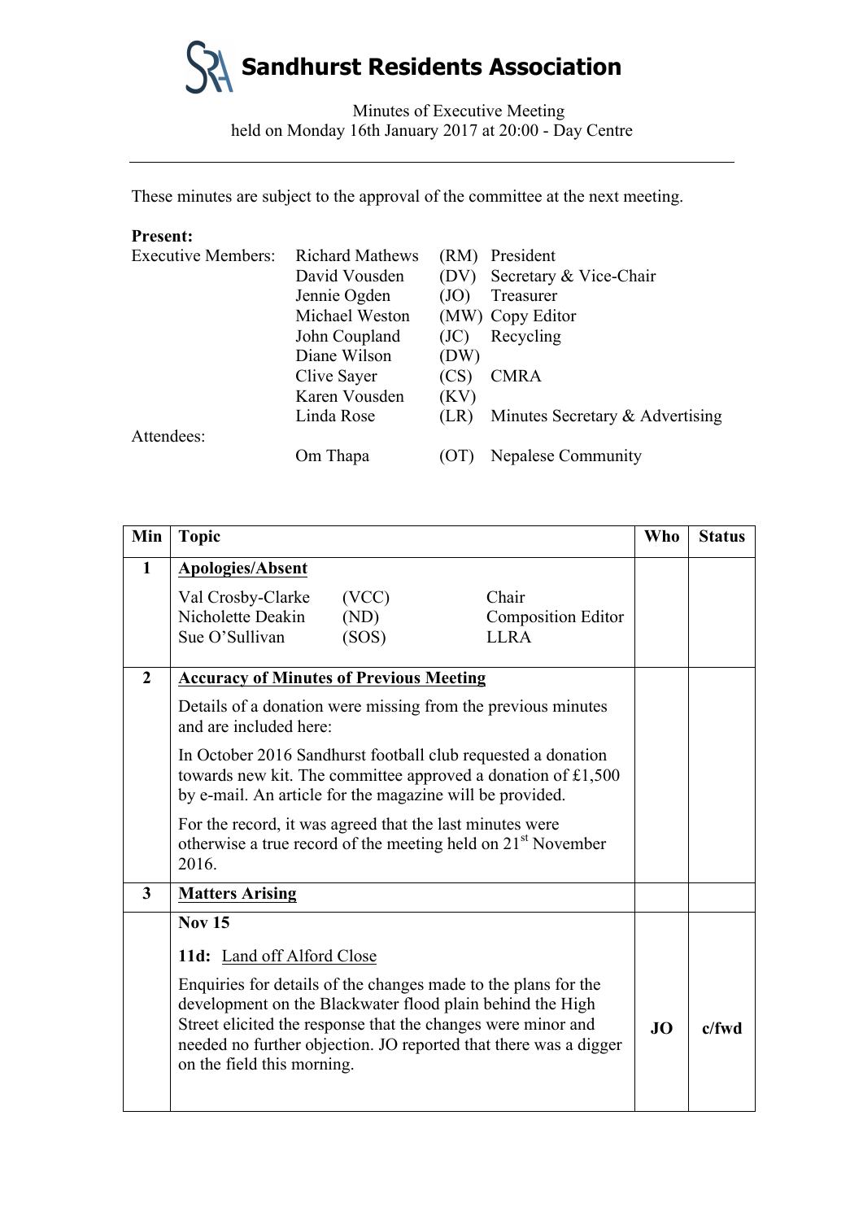# Sandhurst Residents Association

Minutes of Executive Meeting
held on Monday 16th January 2017 at 20:00 - Day Centre

---

These minutes are subject to the approval of the committee at the next meeting.

**Present:**

| | | | |
|---|---|---|---|
| Executive Members: | Richard Mathews | (RM) | President |
| | David Vousden | (DV) | Secretary & Vice-Chair |
| | Jennie Ogden | (JO) | Treasurer |
| | Michael Weston | (MW) | Copy Editor |
| | John Coupland | (JC) | Recycling |
| | Diane Wilson | (DW) | |
| | Clive Sayer | (CS) | CMRA |
| | Karen Vousden | (KV) | |
| | Linda Rose | (LR) | Minutes Secretary & Advertising |
| Attendees: | | | |
| | Om Thapa | (OT) | Nepalese Community |

| Min | Topic | Who | Status |
|---|---|---|---|
| **1** | **Apologies/Absent**<br>Val Crosby-Clarke (VCC) Chair<br>Nicholette Deakin (ND) Composition Editor<br>Sue O'Sullivan (SOS) LLRA | | |
| **2** | **Accuracy of Minutes of Previous Meeting**<br>Details of a donation were missing from the previous minutes and are included here:<br>In October 2016 Sandhurst football club requested a donation towards new kit. The committee approved a donation of £1,500 by e-mail. An article for the magazine will be provided.<br>For the record, it was agreed that the last minutes were otherwise a true record of the meeting held on 21st November 2016. | | |
| **3** | **Matters Arising** | | |
| | **Nov 15**<br>**11d:** Land off Alford Close<br>Enquiries for details of the changes made to the plans for the development on the Blackwater flood plain behind the High Street elicited the response that the changes were minor and needed no further objection. JO reported that there was a digger on the field this morning. | **JO** | **c/fwd** |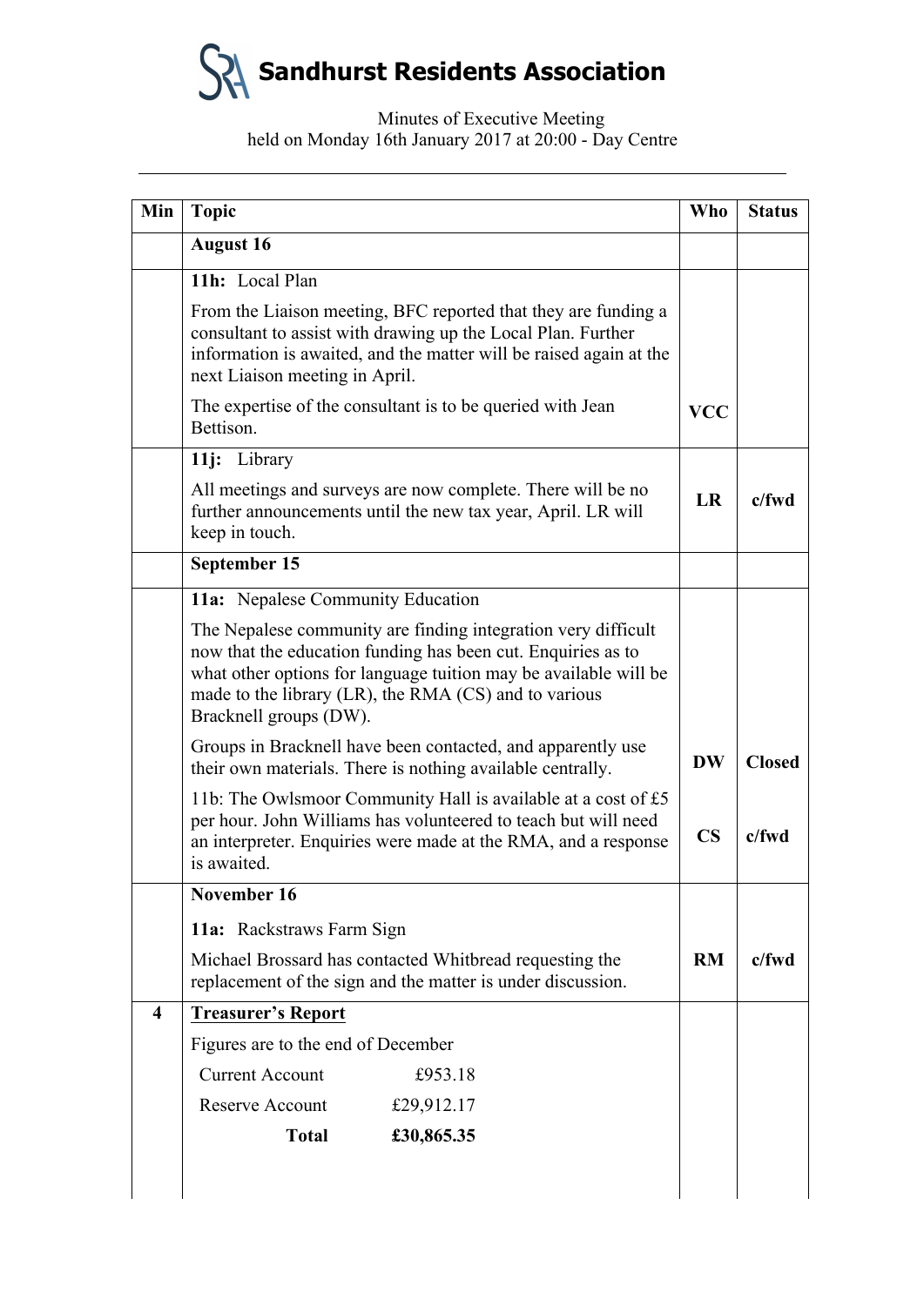# Sandhurst Residents Association

Minutes of Executive Meeting
held on Monday 16th January 2017 at 20:00 - Day Centre

| Min | Topic | Who | Status |
|---|---|---|---|
| | **August 16** | | |
| | **11h:** Local Plan<br><br>From the Liaison meeting, BFC reported that they are funding a consultant to assist with drawing up the Local Plan. Further information is awaited, and the matter will be raised again at the next Liaison meeting in April.<br><br>The expertise of the consultant is to be queried with Jean Bettison. | **VCC** | |
| | **11j:** Library<br><br>All meetings and surveys are now complete. There will be no further announcements until the new tax year, April. LR will keep in touch. | **LR** | **c/fwd** |
| | **September 15** | | |
| | **11a:** Nepalese Community Education<br><br>The Nepalese community are finding integration very difficult now that the education funding has been cut. Enquiries as to what other options for language tuition may be available will be made to the library (LR), the RMA (CS) and to various Bracknell groups (DW).<br><br>Groups in Bracknell have been contacted, and apparently use their own materials. There is nothing available centrally. | **DW** | **Closed** |
| | 11b: The Owlsmoor Community Hall is available at a cost of £5 per hour. John Williams has volunteered to teach but will need an interpreter. Enquiries were made at the RMA, and a response is awaited. | **CS** | **c/fwd** |
| | **November 16**<br><br>**11a:** Rackstraws Farm Sign<br><br>Michael Brossard has contacted Whitbread requesting the replacement of the sign and the matter is under discussion. | **RM** | **c/fwd** |
| **4** | **Treasurer's Report**<br><br>Figures are to the end of December<br><br>Current Account £953.18<br><br>Reserve Account £29,912.17<br><br>**Total £30,865.35** | | |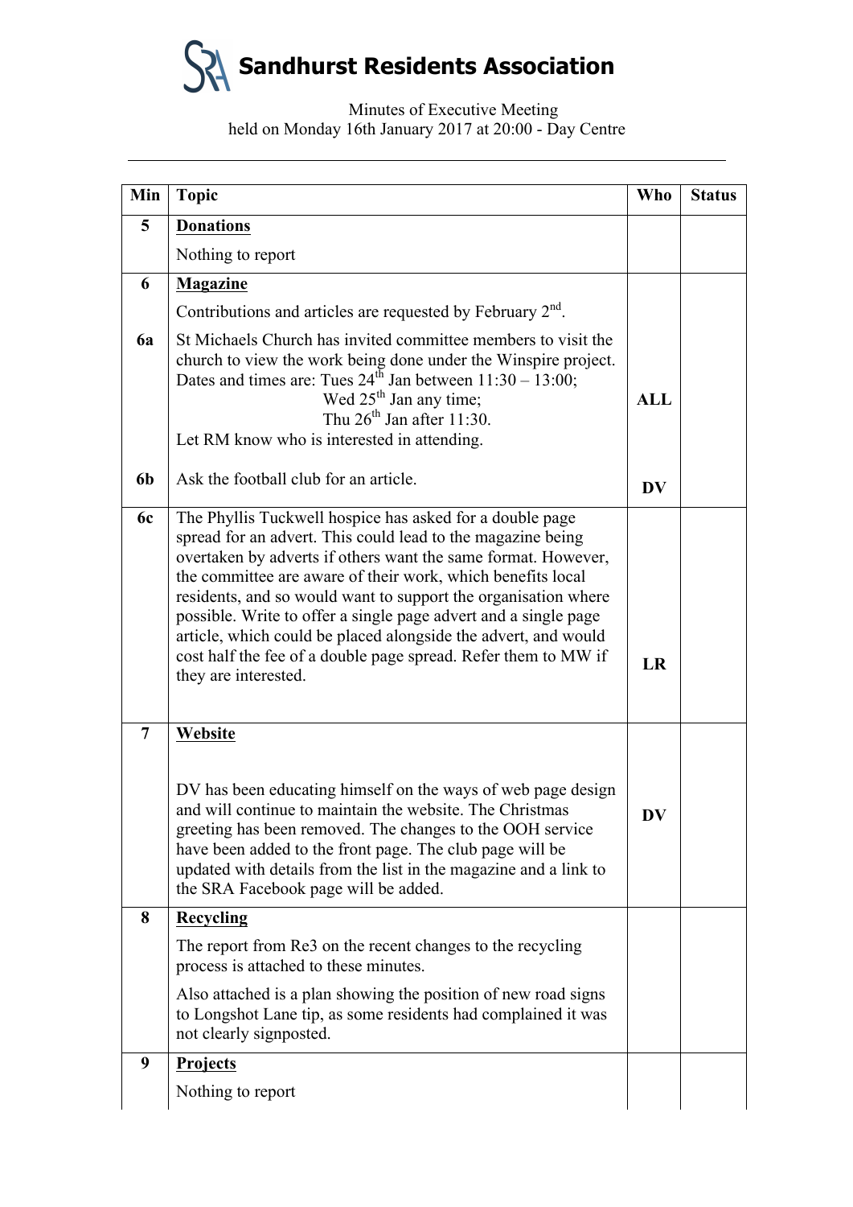# Sandhurst Residents Association

Minutes of Executive Meeting
held on Monday 16th January 2017 at 20:00 - Day Centre

| Min | Topic | Who | Status |
|---|---|---|---|
| 5 | **Donations**<br>Nothing to report | | |
| 6 | **Magazine**<br>Contributions and articles are requested by February 2nd. | | |
| 6a | St Michaels Church has invited committee members to visit the church to view the work being done under the Winspire project. Dates and times are: Tues 24th Jan between 11:30 – 13:00; Wed 25th Jan any time; Thu 26th Jan after 11:30.<br>Let RM know who is interested in attending. | **ALL** | |
| 6b | Ask the football club for an article. | **DV** | |
| 6c | The Phyllis Tuckwell hospice has asked for a double page spread for an advert. This could lead to the magazine being overtaken by adverts if others want the same format. However, the committee are aware of their work, which benefits local residents, and so would want to support the organisation where possible. Write to offer a single page advert and a single page article, which could be placed alongside the advert, and would cost half the fee of a double page spread. Refer them to MW if they are interested. | **LR** | |
| 7 | **Website**<br>DV has been educating himself on the ways of web page design and will continue to maintain the website. The Christmas greeting has been removed. The changes to the OOH service have been added to the front page. The club page will be updated with details from the list in the magazine and a link to the SRA Facebook page will be added. | **DV** | |
| 8 | **Recycling**<br>The report from Re3 on the recent changes to the recycling process is attached to these minutes.<br>Also attached is a plan showing the position of new road signs to Longshot Lane tip, as some residents had complained it was not clearly signposted. | | |
| 9 | **Projects**<br>Nothing to report | | |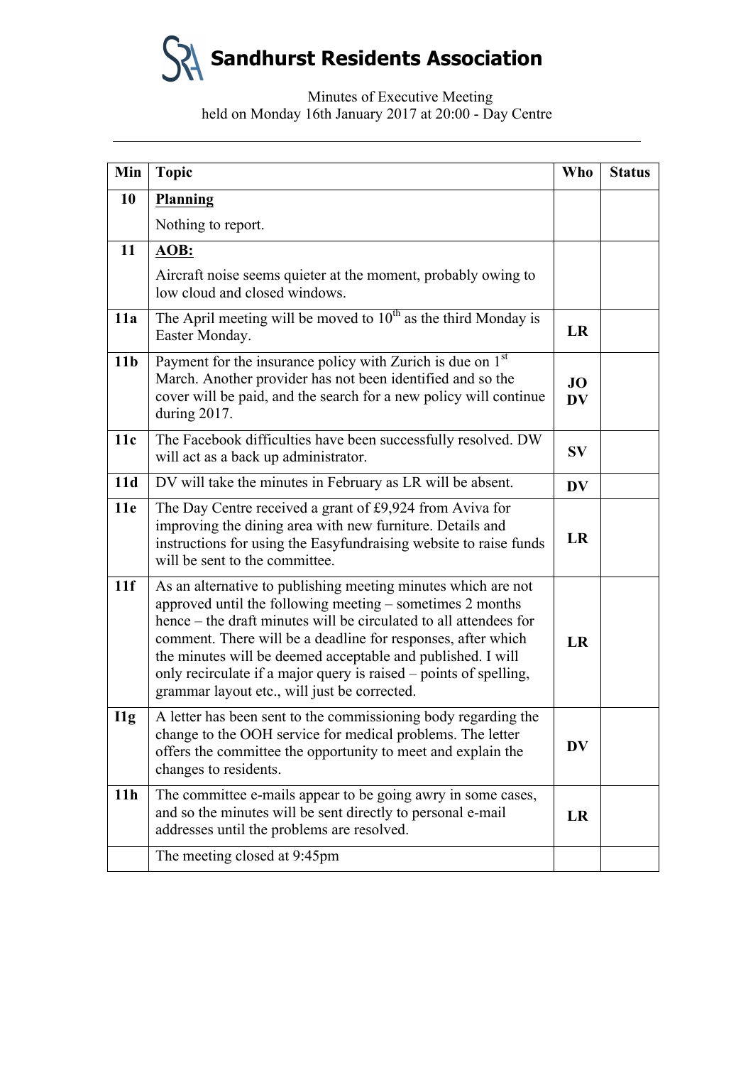# Sandhurst Residents Association

Minutes of Executive Meeting
held on Monday 16th January 2017 at 20:00 - Day Centre

| Min | Topic | Who | Status |
|---|---|---|---|
| 10 | **Planning**<br><br>Nothing to report. | | |
| 11 | **AOB:**<br><br>Aircraft noise seems quieter at the moment, probably owing to low cloud and closed windows. | | |
| 11a | The April meeting will be moved to 10th as the third Monday is Easter Monday. | **LR** | |
| 11b | Payment for the insurance policy with Zurich is due on 1st March. Another provider has not been identified and so the cover will be paid, and the search for a new policy will continue during 2017. | **JO**<br>**DV** | |
| 11c | The Facebook difficulties have been successfully resolved. DW will act as a back up administrator. | **SV** | |
| 11d | DV will take the minutes in February as LR will be absent. | **DV** | |
| 11e | The Day Centre received a grant of £9,924 from Aviva for improving the dining area with new furniture. Details and instructions for using the Easyfundraising website to raise funds will be sent to the committee. | **LR** | |
| 11f | As an alternative to publishing meeting minutes which are not approved until the following meeting – sometimes 2 months hence – the draft minutes will be circulated to all attendees for comment. There will be a deadline for responses, after which the minutes will be deemed acceptable and published. I will only recirculate if a major query is raised – points of spelling, grammar layout etc., will just be corrected. | **LR** | |
| I1g | A letter has been sent to the commissioning body regarding the change to the OOH service for medical problems. The letter offers the committee the opportunity to meet and explain the changes to residents. | **DV** | |
| 11h | The committee e-mails appear to be going awry in some cases, and so the minutes will be sent directly to personal e-mail addresses until the problems are resolved. | **LR** | |
| | The meeting closed at 9:45pm | | |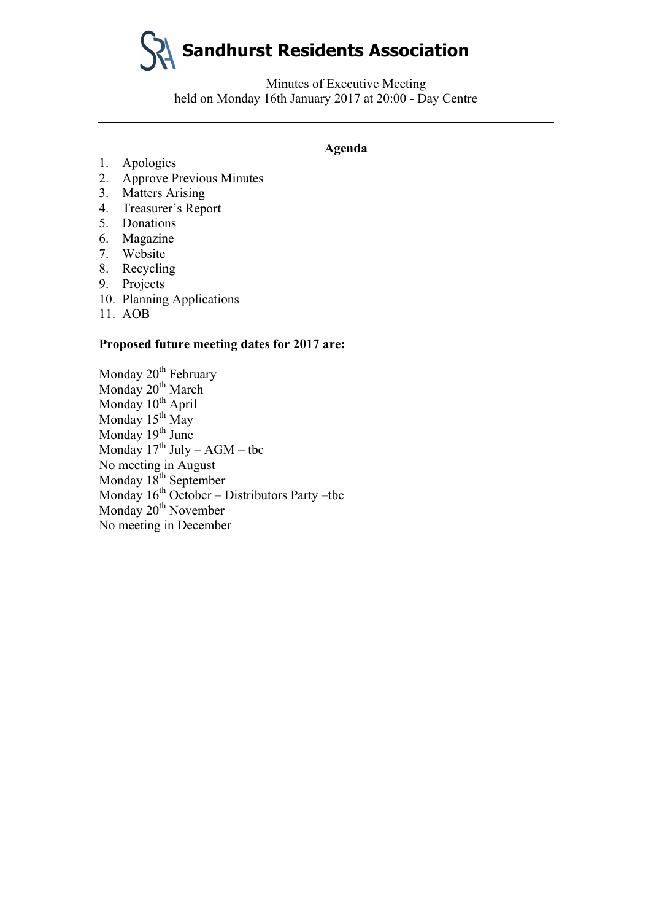# Sandhurst Residents Association

Minutes of Executive Meeting
held on Monday 16th January 2017 at 20:00 - Day Centre

---

**Agenda**

1. Apologies
2. Approve Previous Minutes
3. Matters Arising
4. Treasurer's Report
5. Donations
6. Magazine
7. Website
8. Recycling
9. Projects
10. Planning Applications
11. AOB

**Proposed future meeting dates for 2017 are:**

Monday 20th February
Monday 20th March
Monday 10th April
Monday 15th May
Monday 19th June
Monday 17th July – AGM – tbc
No meeting in August
Monday 18th September
Monday 16th October – Distributors Party –tbc
Monday 20th November
No meeting in December